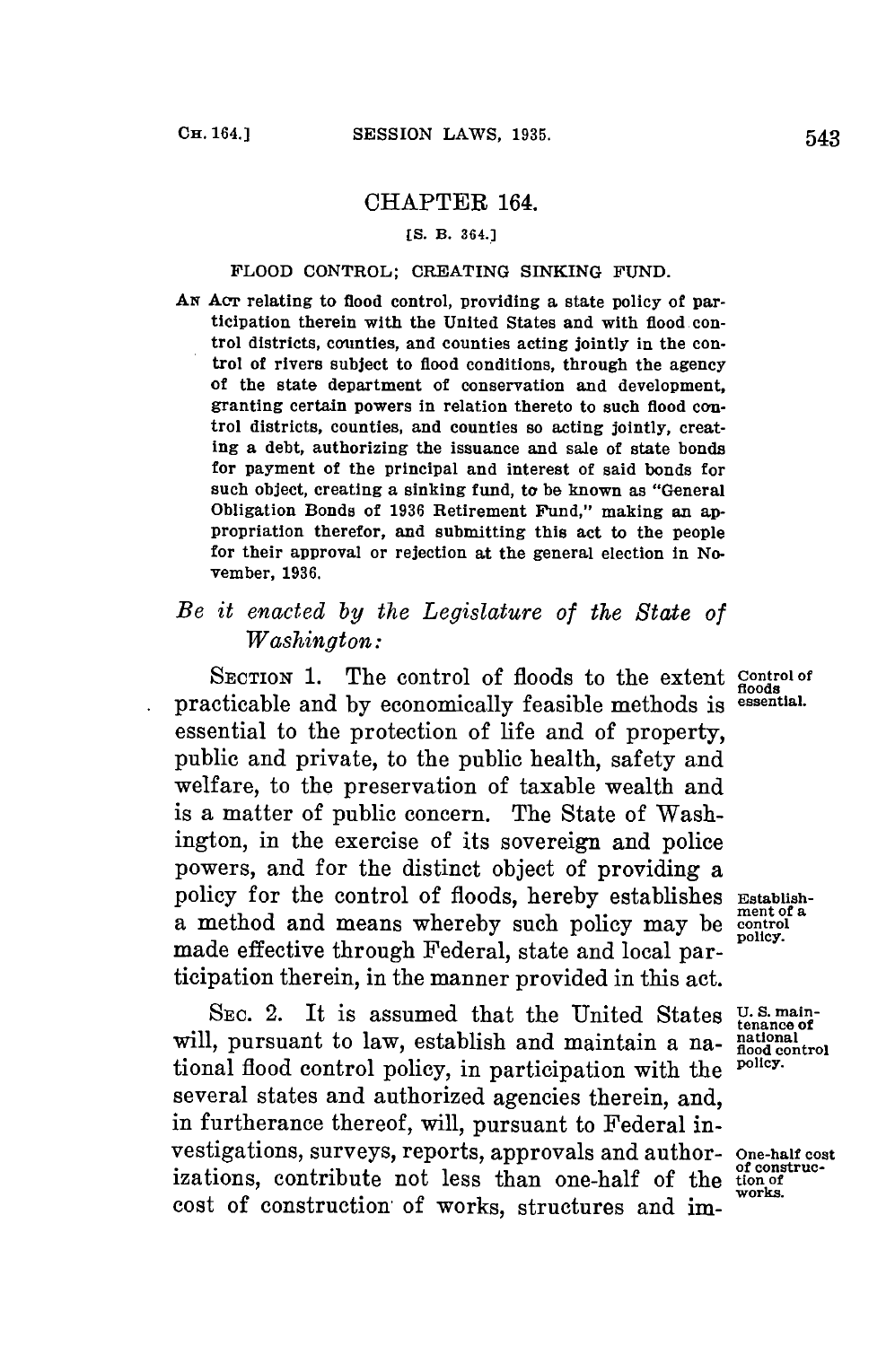# CHAPTER 164.

[S. B. 364.]

FLOOD CONTROL; CREATING SINKING FUND.

AN ACT relating to flood control, providing a state policy of participation therein with the United States and with flood control districts, counties, and counties acting jointly in the control of rivers subject to flood conditions, through the agency of the state department of conservation and development, granting certain powers in relation thereto to such flood control districts, counties, and counties so acting jointly, creating a debt, authorizing the issuance and sale of state bonds for payment of the principal and interest of said bonds for such object, creating a sinking fund, to be known as "General Obligation Bonds of 1936 Retirement Fund," making an appropriation therefor, and submitting this act to the people for their approval or rejection at the general election in November, 1936.

*Be it enacted by the Legislature of the State of Washington:*

SECTION 1. The control of floods to the extent practicable and by economically feasible methods is essential to the protection of life and of property, public and private, to the public health, safety and welfare, to the preservation of taxable wealth and is a matter of public concern. The State of Washington, in the exercise of its sovereign and police powers, and for the distinct object of providing a policy for the control of floods, hereby establishes a method and means whereby such policy may be made effective through Federal, state and local participation therein, in the manner provided in this act.

Control of floods essential.

Establishment of a control policy.

SEC. 2. It is assumed that the United States will, pursuant to law, establish and maintain a national flood control policy, in participation with the several states and authorized agencies therein, and, in furtherance thereof, will, pursuant to Federal investigations, surveys, reports, approvals and authorizations, contribute not less than one-half of the cost of construction of works, structures and im-

U. S. maintenance of national flood control policy.

One-half cost of construction of works.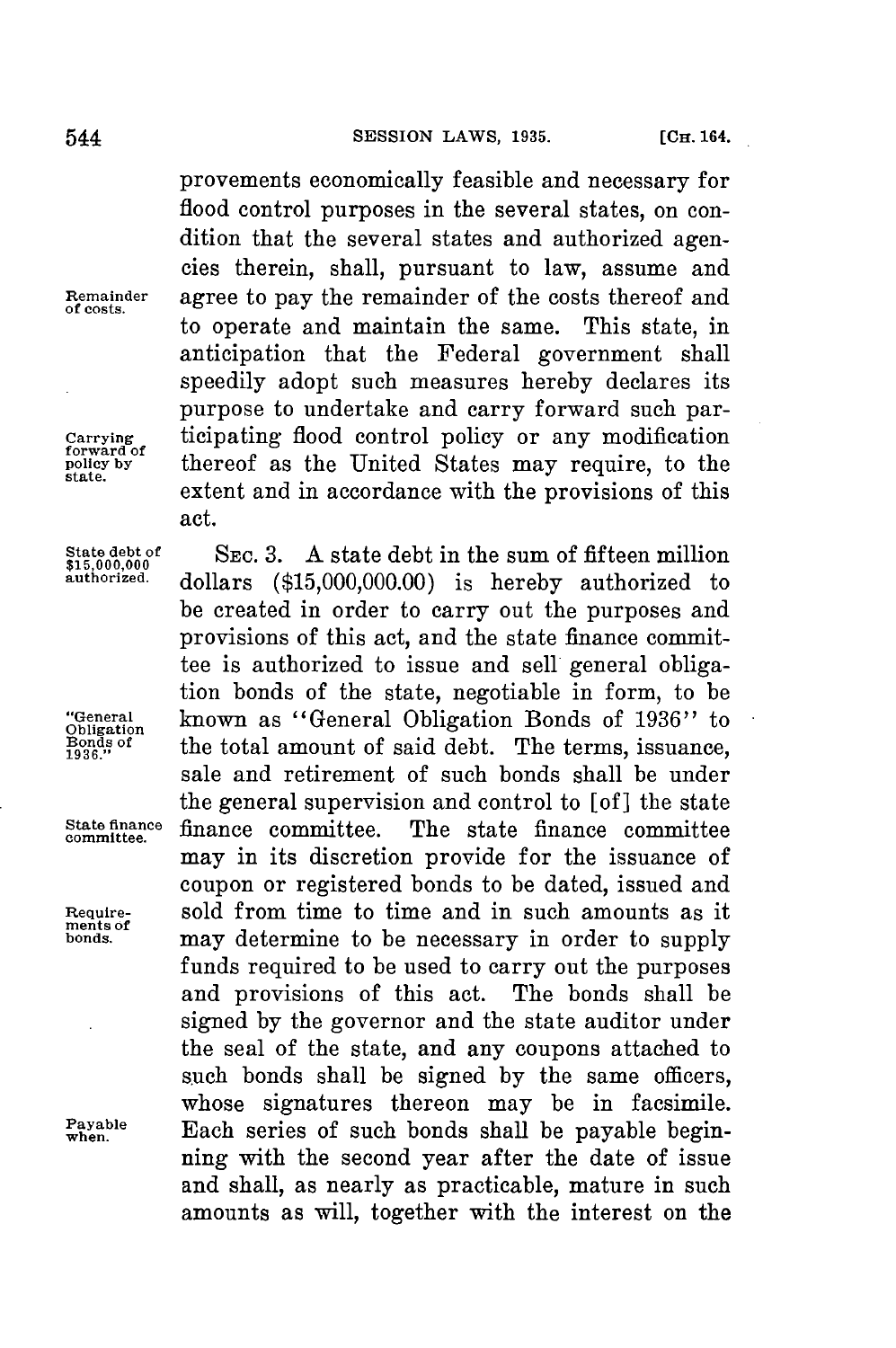provements economically feasible and necessary for flood control purposes in the several states, on condition that the several states and authorized agencies therein, shall, pursuant to law, assume and agree to pay the remainder of the costs thereof and to operate and maintain the same. This state, in anticipation that the Federal government shall speedily adopt such measures hereby declares its purpose to undertake and carry forward such participating flood control policy or any modification thereof as the United States may require, to the extent and in accordance with the provisions of this act.

Remainder of costs.

Carrying forward of policy by state.

State debt of $15,000,000 authorized.

SEC. 3. A state debt in the sum of fifteen million dollars ($15,000,000.00) is hereby authorized to be created in order to carry out the purposes and provisions of this act, and the state finance committee is authorized to issue and sell general obligation bonds of the state, negotiable in form, to be known as "General Obligation Bonds of 1936" to the total amount of said debt. The terms, issuance, sale and retirement of such bonds shall be under the general supervision and control to [of] the state finance committee. The state finance committee may in its discretion provide for the issuance of coupon or registered bonds to be dated, issued and sold from time to time and in such amounts as it may determine to be necessary in order to supply funds required to be used to carry out the purposes and provisions of this act. The bonds shall be signed by the governor and the state auditor under the seal of the state, and any coupons attached to such bonds shall be signed by the same officers, whose signatures thereon may be in facsimile. Each series of such bonds shall be payable beginning with the second year after the date of issue and shall, as nearly as practicable, mature in such amounts as will, together with the interest on the

"General Obligation Bonds of 1936."

State finance committee.

Requirements of bonds.

Payable when.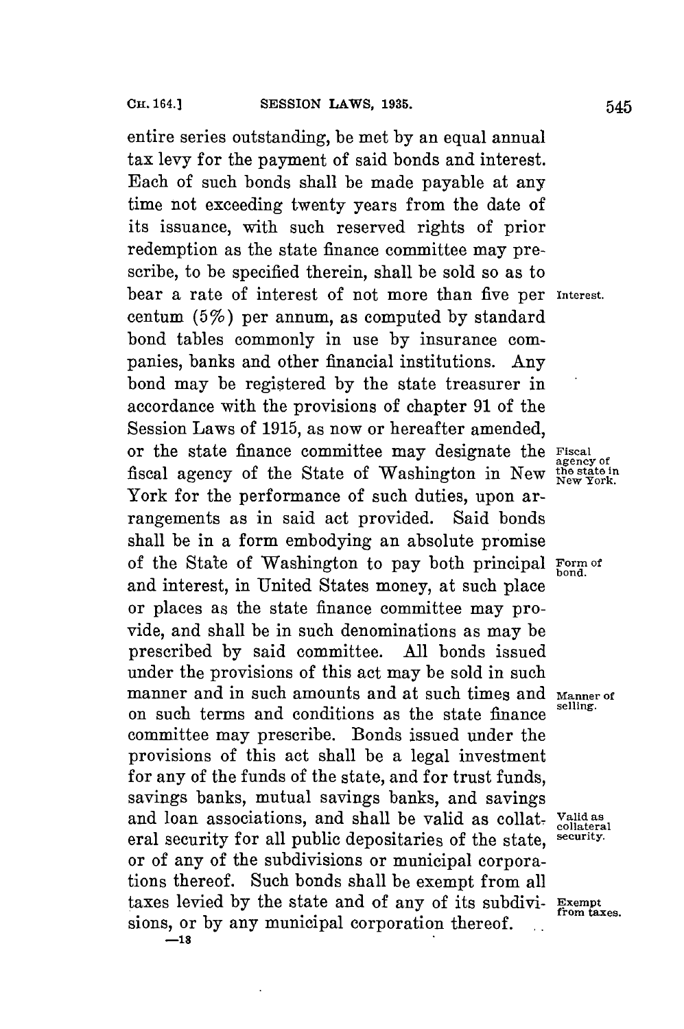entire series outstanding, be met by an equal annual tax levy for the payment of said bonds and interest. Each of such bonds shall be made payable at any time not exceeding twenty years from the date of its issuance, with such reserved rights of prior redemption as the state finance committee may prescribe, to be specified therein, shall be sold so as to bear a rate of interest of not more than five per centum (5%) per annum, as computed by standard bond tables commonly in use by insurance companies, banks and other financial institutions. Any bond may be registered by the state treasurer in accordance with the provisions of chapter 91 of the Session Laws of 1915, as now or hereafter amended, or the state finance committee may designate the fiscal agency of the State of Washington in New York for the performance of such duties, upon arrangements as in said act provided. Said bonds shall be in a form embodying an absolute promise of the State of Washington to pay both principal and interest, in United States money, at such place or places as the state finance committee may provide, and shall be in such denominations as may be prescribed by said committee. All bonds issued under the provisions of this act may be sold in such manner and in such amounts and at such times and on such terms and conditions as the state finance committee may prescribe. Bonds issued under the provisions of this act shall be a legal investment for any of the funds of the state, and for trust funds, savings banks, mutual savings banks, and savings and loan associations, and shall be valid as collateral security for all public depositaries of the state, or of any of the subdivisions or municipal corporations thereof. Such bonds shall be exempt from all taxes levied by the state and of any of its subdivisions, or by any municipal corporation thereof.

Interest.

Fiscal agency of the state in New York.

Form of bond.

Manner of selling.

Valid as collateral security.

Exempt from taxes.

—18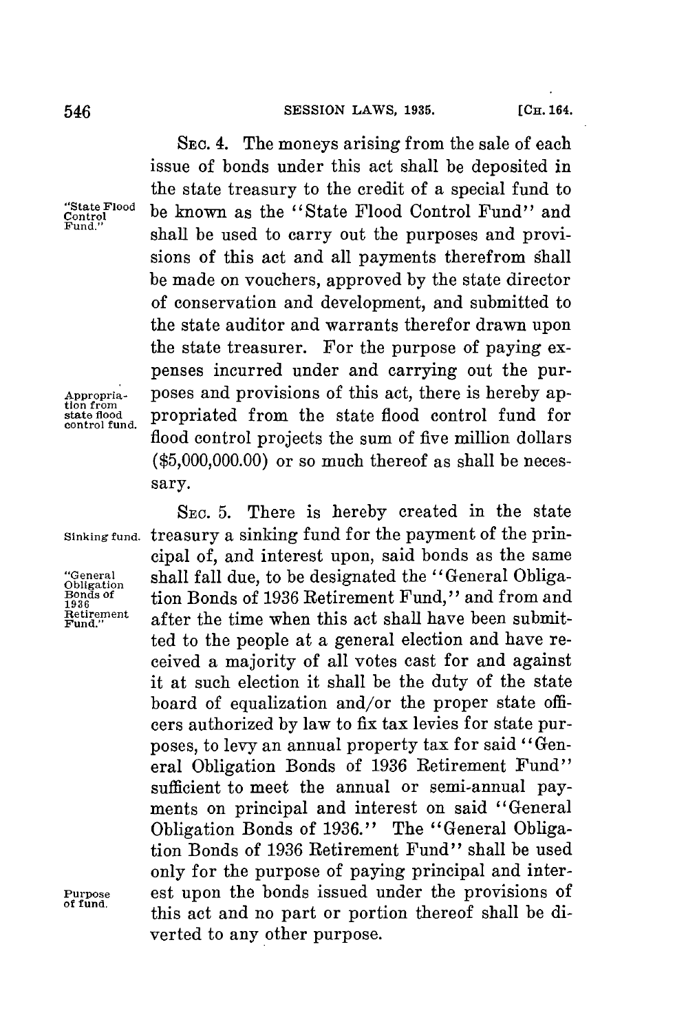SEC. 4. The moneys arising from the sale of each issue of bonds under this act shall be deposited in the state treasury to the credit of a special fund to be known as the "State Flood Control Fund" and shall be used to carry out the purposes and provisions of this act and all payments therefrom shall be made on vouchers, approved by the state director of conservation and development, and submitted to the state auditor and warrants therefor drawn upon the state treasurer. For the purpose of paying expenses incurred under and carrying out the purposes and provisions of this act, there is hereby appropriated from the state flood control fund for flood control projects the sum of five million dollars ($5,000,000.00) or so much thereof as shall be necessary.

"State Flood Control Fund."

Appropriation from state flood control fund.

SEC. 5. There is hereby created in the state treasury a sinking fund for the payment of the principal of, and interest upon, said bonds as the same shall fall due, to be designated the "General Obligation Bonds of 1936 Retirement Fund," and from and after the time when this act shall have been submitted to the people at a general election and have received a majority of all votes cast for and against it at such election it shall be the duty of the state board of equalization and/or the proper state officers authorized by law to fix tax levies for state purposes, to levy an annual property tax for said "General Obligation Bonds of 1936 Retirement Fund" sufficient to meet the annual or semi-annual payments on principal and interest on said "General Obligation Bonds of 1936." The "General Obligation Bonds of 1936 Retirement Fund" shall be used only for the purpose of paying principal and interest upon the bonds issued under the provisions of this act and no part or portion thereof shall be diverted to any other purpose.

Sinking fund.

"General Obligation Bonds of 1936 Retirement Fund."

Purpose of fund.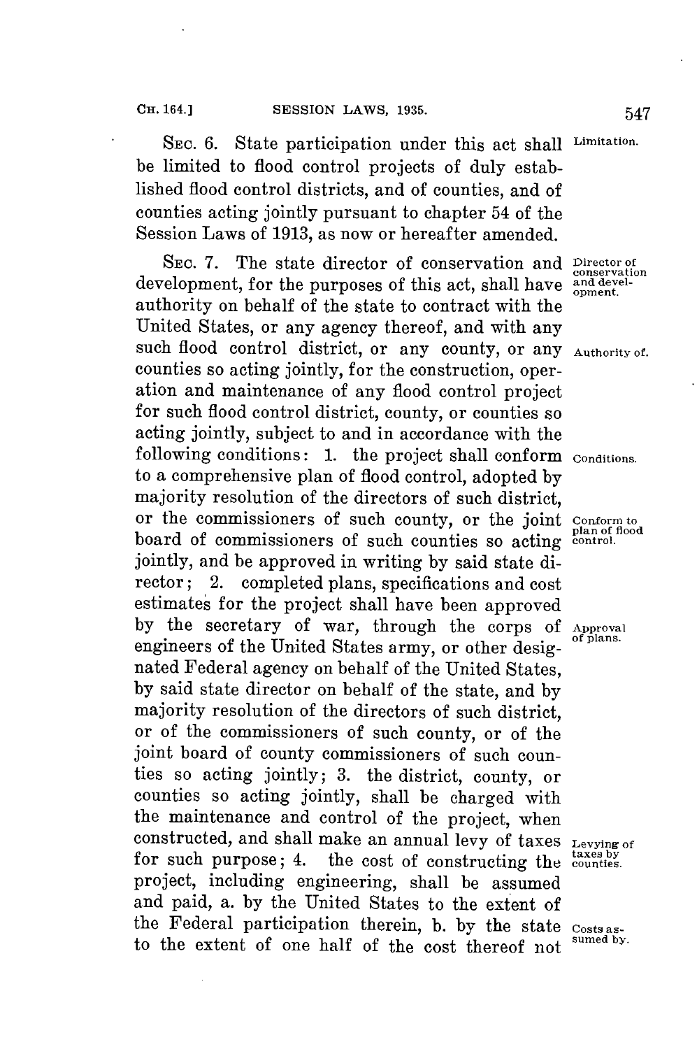SEC. 6. State participation under this act shall be limited to flood control projects of duly established flood control districts, and of counties, and of counties acting jointly pursuant to chapter 54 of the Session Laws of 1913, as now or hereafter amended.

Limitation.

SEC. 7. The state director of conservation and development, for the purposes of this act, shall have authority on behalf of the state to contract with the United States, or any agency thereof, and with any such flood control district, or any county, or any counties so acting jointly, for the construction, operation and maintenance of any flood control project for such flood control district, county, or counties so acting jointly, subject to and in accordance with the following conditions: 1. the project shall conform to a comprehensive plan of flood control, adopted by majority resolution of the directors of such district, or the commissioners of such county, or the joint board of commissioners of such counties so acting jointly, and be approved in writing by said state director; 2. completed plans, specifications and cost estimates for the project shall have been approved by the secretary of war, through the corps of engineers of the United States army, or other designated Federal agency on behalf of the United States, by said state director on behalf of the state, and by majority resolution of the directors of such district, or of the commissioners of such county, or of the joint board of county commissioners of such counties so acting jointly; 3. the district, county, or counties so acting jointly, shall be charged with the maintenance and control of the project, when constructed, and shall make an annual levy of taxes for such purpose; 4. the cost of constructing the project, including engineering, shall be assumed and paid, a. by the United States to the extent of the Federal participation therein, b. by the state to the extent of one half of the cost thereof not

Director of conservation and development.

Authority of.

Conditions.

Conform to plan of flood control.

Approval of plans.

Levying of taxes by counties.

Costs assumed by.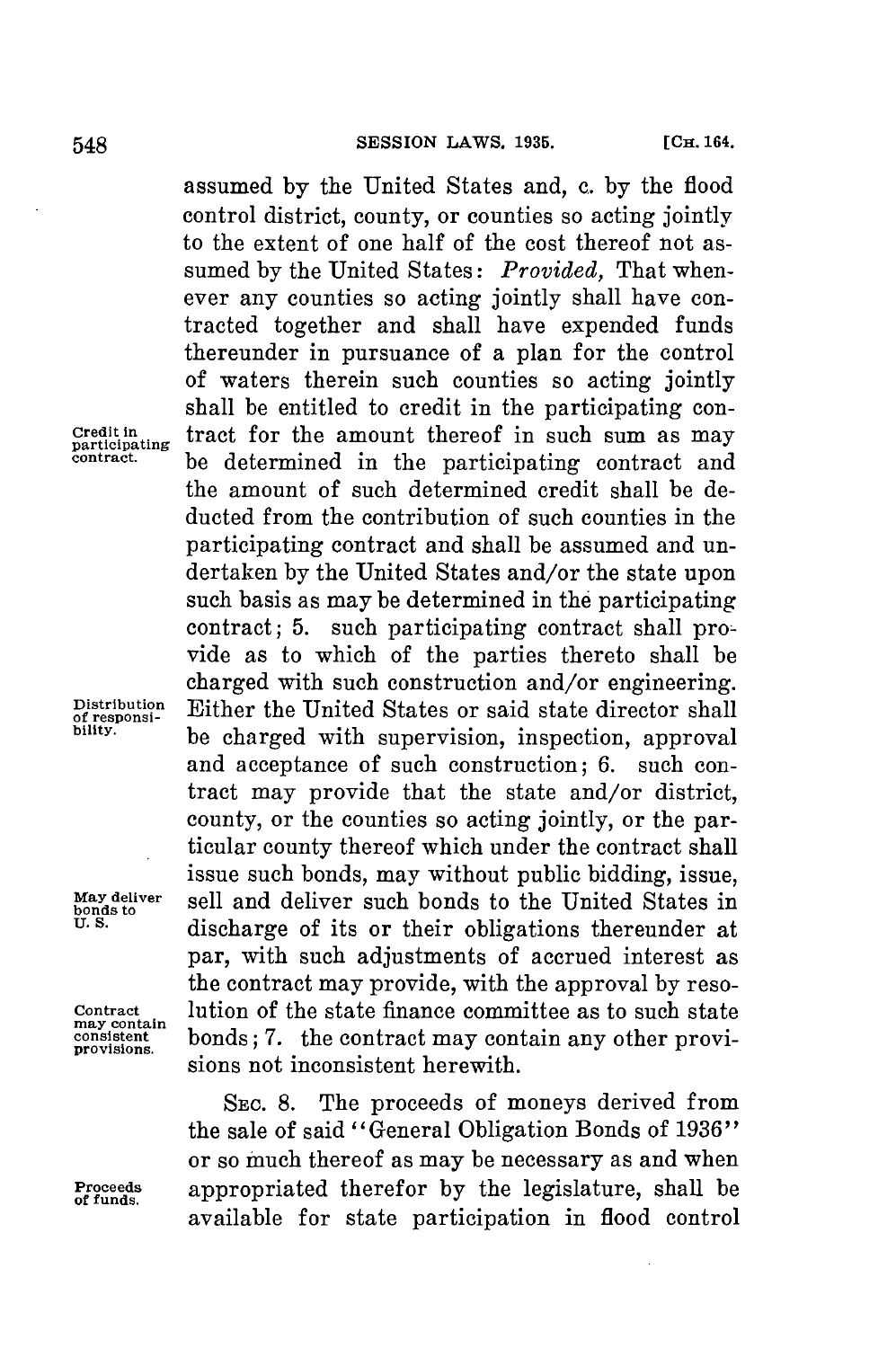assumed by the United States and, c. by the flood control district, county, or counties so acting jointly to the extent of one half of the cost thereof not assumed by the United States: *Provided,* That whenever any counties so acting jointly shall have contracted together and shall have expended funds thereunder in pursuance of a plan for the control of waters therein such counties so acting jointly shall be entitled to credit in the participating contract for the amount thereof in such sum as may be determined in the participating contract and the amount of such determined credit shall be deducted from the contribution of such counties in the participating contract and shall be assumed and undertaken by the United States and/or the state upon such basis as may be determined in the participating contract; 5. such participating contract shall provide as to which of the parties thereto shall be charged with such construction and/or engineering. Either the United States or said state director shall be charged with supervision, inspection, approval and acceptance of such construction; 6. such contract may provide that the state and/or district, county, or the counties so acting jointly, or the particular county thereof which under the contract shall issue such bonds, may without public bidding, issue, sell and deliver such bonds to the United States in discharge of its or their obligations thereunder at par, with such adjustments of accrued interest as the contract may provide, with the approval by resolution of the state finance committee as to such state bonds; 7. the contract may contain any other provisions not inconsistent herewith.

Credit in participating contract.

Distribution of responsibility.

May deliver bonds to U. S.

Contract may contain consistent provisions.

SEC. 8. The proceeds of moneys derived from the sale of said "General Obligation Bonds of 1936" or so much thereof as may be necessary as and when appropriated therefor by the legislature, shall be available for state participation in flood control

Proceeds of funds.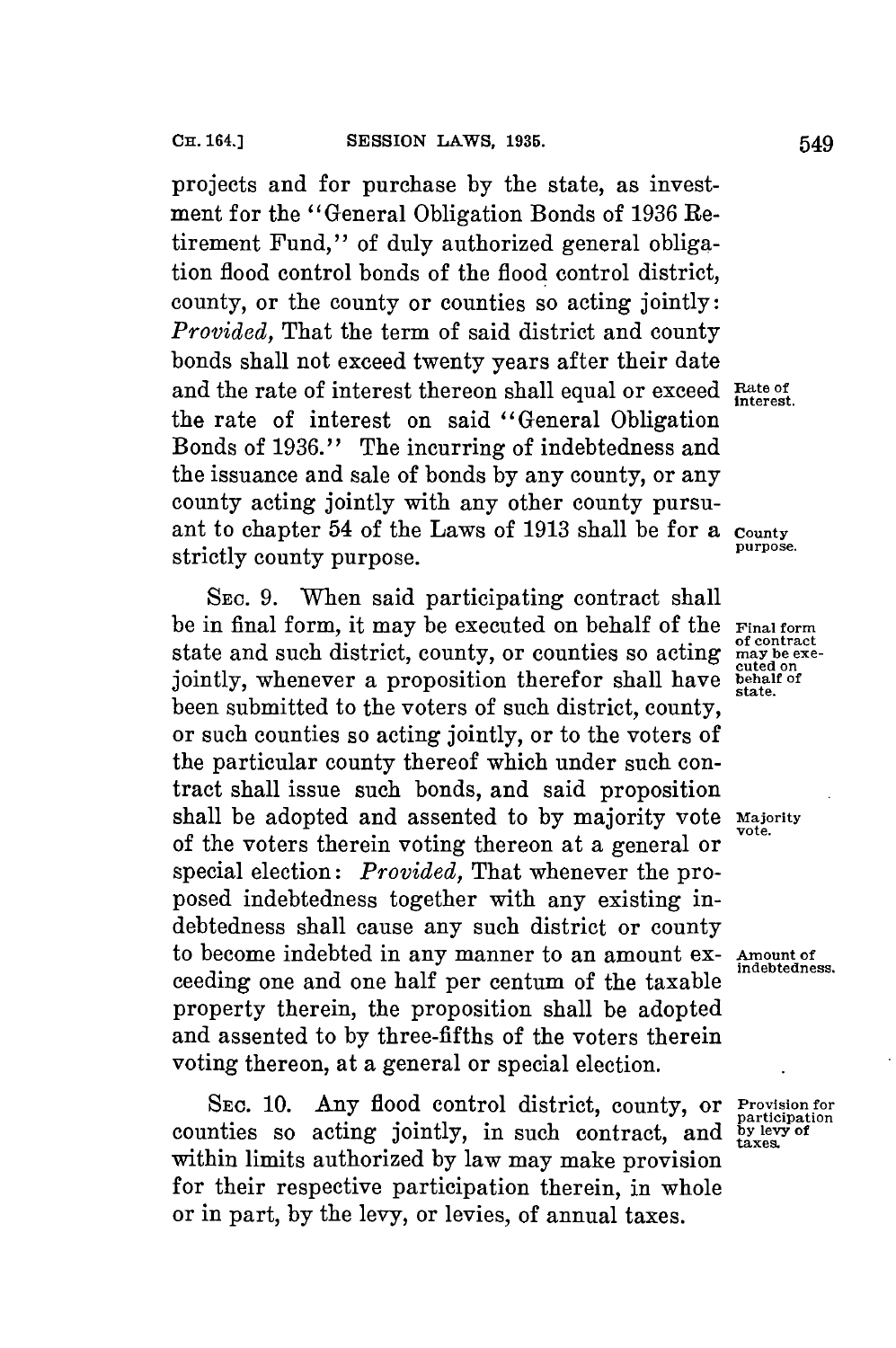projects and for purchase by the state, as investment for the "General Obligation Bonds of 1936 Retirement Fund," of duly authorized general obligation flood control bonds of the flood control district, county, or the county or counties so acting jointly: *Provided,* That the term of said district and county bonds shall not exceed twenty years after their date and the rate of interest thereon shall equal or exceed the rate of interest on said "General Obligation Bonds of 1936." The incurring of indebtedness and the issuance and sale of bonds by any county, or any county acting jointly with any other county pursuant to chapter 54 of the Laws of 1913 shall be for a strictly county purpose.

Rate of interest.

County purpose.

SEC. 9. When said participating contract shall be in final form, it may be executed on behalf of the state and such district, county, or counties so acting jointly, whenever a proposition therefor shall have been submitted to the voters of such district, county, or such counties so acting jointly, or to the voters of the particular county thereof which under such contract shall issue such bonds, and said proposition shall be adopted and assented to by majority vote of the voters therein voting thereon at a general or special election: *Provided,* That whenever the proposed indebtedness together with any existing indebtedness shall cause any such district or county to become indebted in any manner to an amount exceeding one and one half per centum of the taxable property therein, the proposition shall be adopted and assented to by three-fifths of the voters therein voting thereon, at a general or special election.

Final form of contract may be executed on behalf of state.

Majority vote.

Amount of indebtedness.

SEC. 10. Any flood control district, county, or counties so acting jointly, in such contract, and within limits authorized by law may make provision for their respective participation therein, in whole or in part, by the levy, or levies, of annual taxes.

Provision for participation by levy of taxes.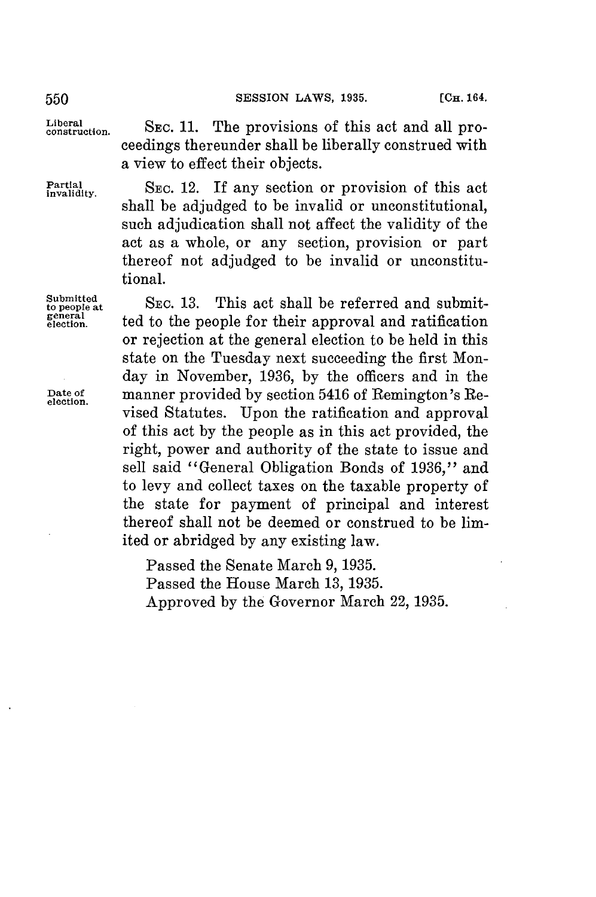Liberal construction. SEC. 11. The provisions of this act and all proceedings thereunder shall be liberally construed with a view to effect their objects.

Partial invalidity. SEC. 12. If any section or provision of this act shall be adjudged to be invalid or unconstitutional, such adjudication shall not affect the validity of the act as a whole, or any section, provision or part thereof not adjudged to be invalid or unconstitutional.

Submitted to people at general election. SEC. 13. This act shall be referred and submitted to the people for their approval and ratification or rejection at the general election to be held in this state on the Tuesday next succeeding the first Monday in November, 1936, by the officers and in the manner provided by section 5416 of Remington's Revised Statutes. Upon the ratification and approval of this act by the people as in this act provided, the right, power and authority of the state to issue and sell said "General Obligation Bonds of 1936," and to levy and collect taxes on the taxable property of the state for payment of principal and interest thereof shall not be deemed or construed to be limited or abridged by any existing law.

Date of election.

Passed the Senate March 9, 1935.
Passed the House March 13, 1935.
Approved by the Governor March 22, 1935.